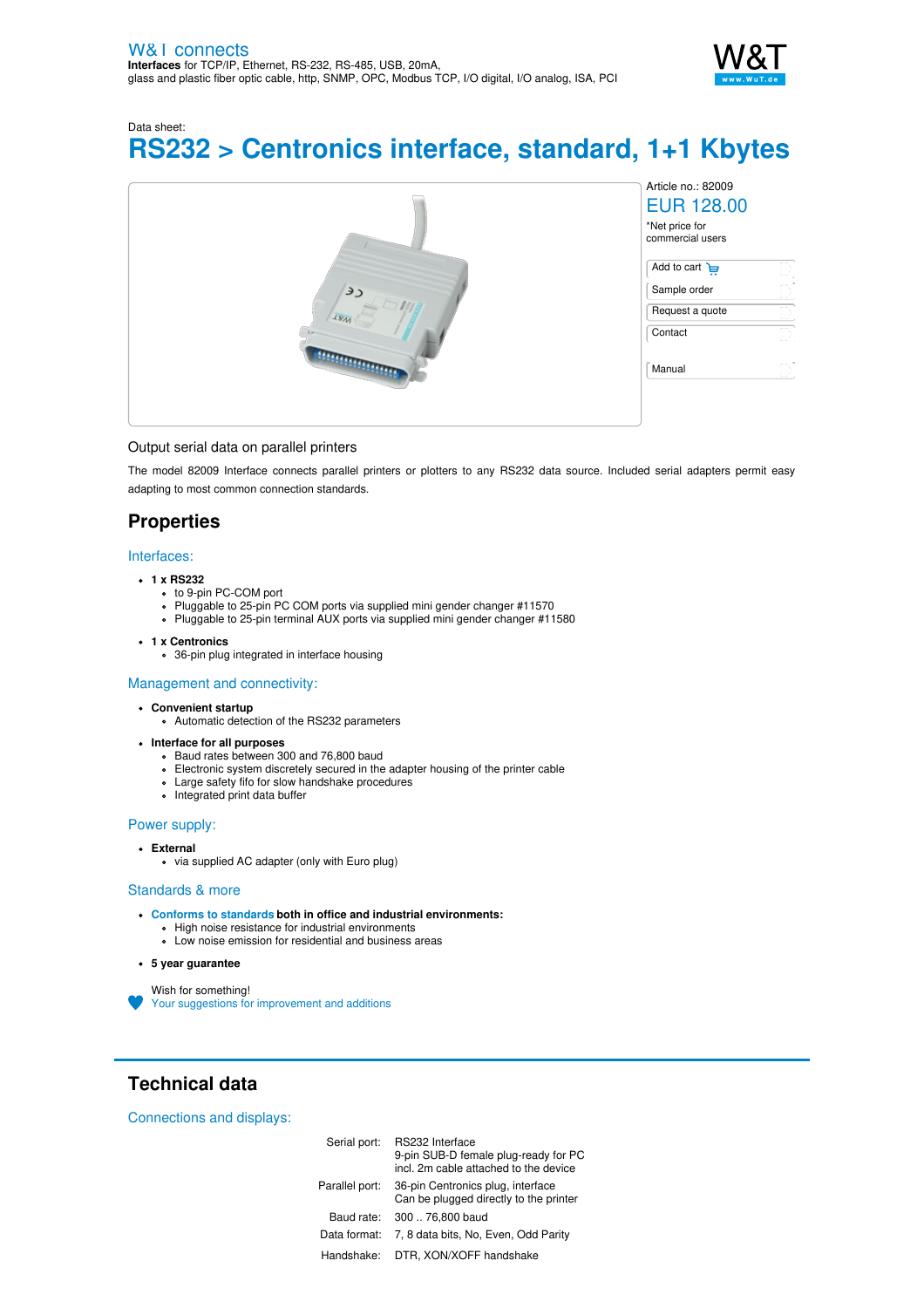W&T connects
**Interfaces** for TCP/IP, Ethernet, RS-232, RS-485, USB, 20mA,
glass and plastic fiber optic cable, http, SNMP, OPC, Modbus TCP, I/O digital, I/O analog, ISA, PCI

Data sheet:

# RS232 > Centronics interface, standard, 1+1 Kbytes

Article no.: 82009

EUR 128.00

*Net price for commercial users

Add to cart

Sample order

Request a quote

Contact

Manual

Output serial data on parallel printers

The model 82009 Interface connects parallel printers or plotters to any RS232 data source. Included serial adapters permit easy adapting to most common connection standards.

## Properties

### Interfaces:

- **1 x RS232**
  - to 9-pin PC-COM port
  - Pluggable to 25-pin PC COM ports via supplied mini gender changer #11570
  - Pluggable to 25-pin terminal AUX ports via supplied mini gender changer #11580
- **1 x Centronics**
  - 36-pin plug integrated in interface housing

### Management and connectivity:

- **Convenient startup**
  - Automatic detection of the RS232 parameters
- **Interface for all purposes**
  - Baud rates between 300 and 76,800 baud
  - Electronic system discretely secured in the adapter housing of the printer cable
  - Large safety fifo for slow handshake procedures
  - Integrated print data buffer

### Power supply:

- **External**
  - via supplied AC adapter (only with Euro plug)

### Standards & more

- **Conforms to standards both in office and industrial environments:**
  - High noise resistance for industrial environments
  - Low noise emission for residential and business areas
- **5 year guarantee**

Wish for something!
Your suggestions for improvement and additions

## Technical data

### Connections and displays:

| | |
|---|---|
| Serial port: | RS232 Interface<br>9-pin SUB-D female plug-ready for PC<br>incl. 2m cable attached to the device |
| Parallel port: | 36-pin Centronics plug, interface<br>Can be plugged directly to the printer |
| Baud rate: | 300 .. 76,800 baud |
| Data format: | 7, 8 data bits, No, Even, Odd Parity |
| Handshake: | DTR, XON/XOFF handshake |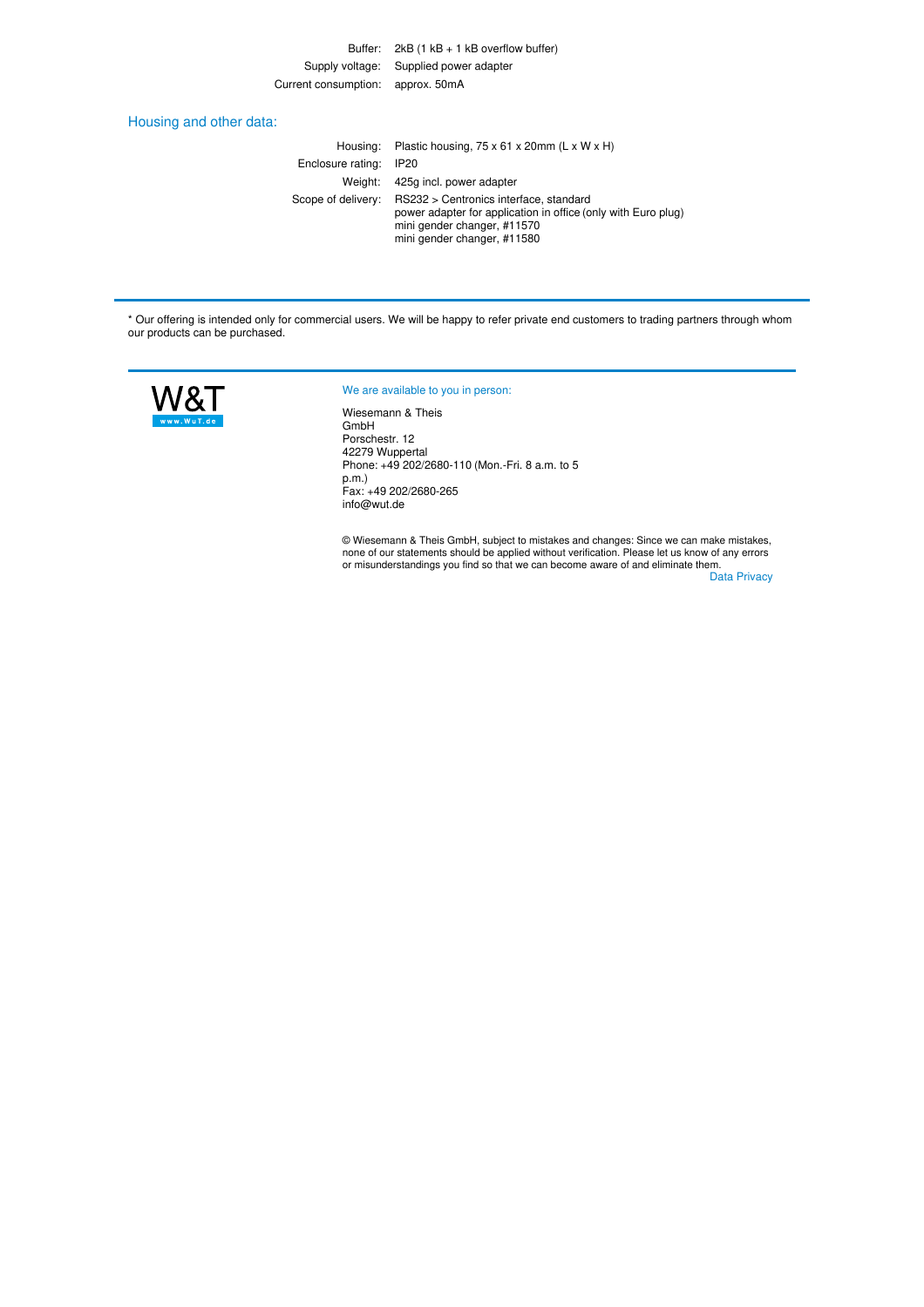| | |
|---|---|
| Buffer: | 2kB (1 kB + 1 kB overflow buffer) |
| Supply voltage: | Supplied power adapter |
| Current consumption: | approx. 50mA |

## Housing and other data:

| | |
|---|---|
| Housing: | Plastic housing, 75 x 61 x 20mm (L x W x H) |
| Enclosure rating: | IP20 |
| Weight: | 425g incl. power adapter |
| Scope of delivery: | RS232 > Centronics interface, standard<br>power adapter for application in office (only with Euro plug)<br>mini gender changer, #11570<br>mini gender changer, #11580 |

* Our offering is intended only for commercial users. We will be happy to refer private end customers to trading partners through whom our products can be purchased.

W&T
www.WuT.de

We are available to you in person:

Wiesemann & Theis
GmbH
Porschestr. 12
42279 Wuppertal
Phone: +49 202/2680-110 (Mon.-Fri. 8 a.m. to 5 p.m.)
Fax: +49 202/2680-265
info@wut.de

© Wiesemann & Theis GmbH, subject to mistakes and changes: Since we can make mistakes, none of our statements should be applied without verification. Please let us know of any errors or misunderstandings you find so that we can become aware of and eliminate them.

Data Privacy